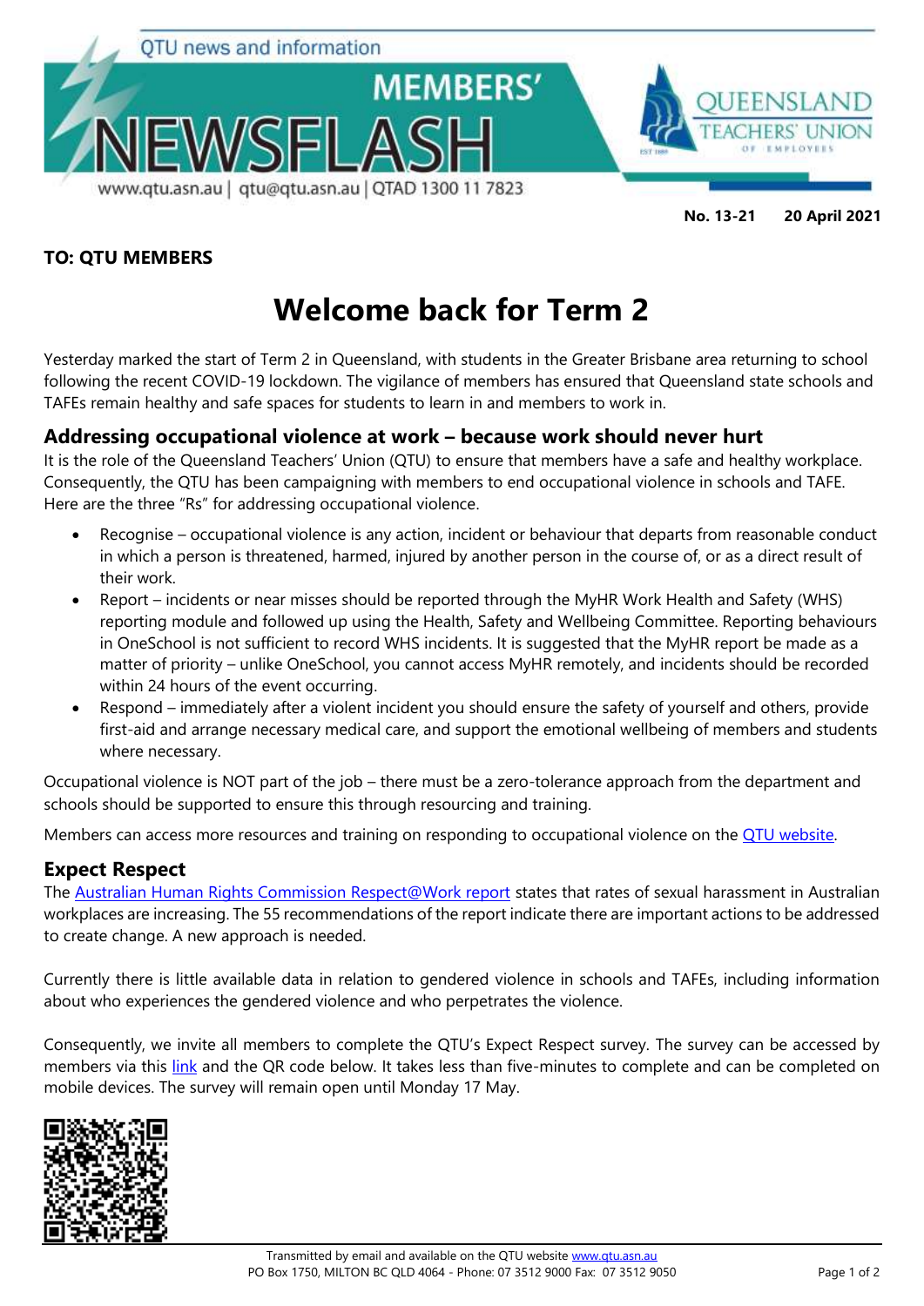QTU news and information

# MEMBERS' NEWSFLASH

www.qtu.asn.au | qtu@qtu.asn.au | QTAD 1300 11 7823

QUEENSLAND TEACHERS' UNION OF EMPLOYEES

**No. 13-21 20 April 2021**

**TO: QTU MEMBERS**

# Welcome back for Term 2

Yesterday marked the start of Term 2 in Queensland, with students in the Greater Brisbane area returning to school following the recent COVID-19 lockdown. The vigilance of members has ensured that Queensland state schools and TAFEs remain healthy and safe spaces for students to learn in and members to work in.

## Addressing occupational violence at work – because work should never hurt

It is the role of the Queensland Teachers' Union (QTU) to ensure that members have a safe and healthy workplace. Consequently, the QTU has been campaigning with members to end occupational violence in schools and TAFE. Here are the three "Rs" for addressing occupational violence.

- Recognise – occupational violence is any action, incident or behaviour that departs from reasonable conduct in which a person is threatened, harmed, injured by another person in the course of, or as a direct result of their work.
- Report – incidents or near misses should be reported through the MyHR Work Health and Safety (WHS) reporting module and followed up using the Health, Safety and Wellbeing Committee. Reporting behaviours in OneSchool is not sufficient to record WHS incidents. It is suggested that the MyHR report be made as a matter of priority – unlike OneSchool, you cannot access MyHR remotely, and incidents should be recorded within 24 hours of the event occurring.
- Respond – immediately after a violent incident you should ensure the safety of yourself and others, provide first-aid and arrange necessary medical care, and support the emotional wellbeing of members and students where necessary.

Occupational violence is NOT part of the job – there must be a zero-tolerance approach from the department and schools should be supported to ensure this through resourcing and training.

Members can access more resources and training on responding to occupational violence on the QTU website.

## Expect Respect

The Australian Human Rights Commission Respect@Work report states that rates of sexual harassment in Australian workplaces are increasing. The 55 recommendations of the report indicate there are important actions to be addressed to create change. A new approach is needed.

Currently there is little available data in relation to gendered violence in schools and TAFEs, including information about who experiences the gendered violence and who perpetrates the violence.

Consequently, we invite all members to complete the QTU's Expect Respect survey. The survey can be accessed by members via this link and the QR code below. It takes less than five-minutes to complete and can be completed on mobile devices. The survey will remain open until Monday 17 May.

Transmitted by email and available on the QTU website www.qtu.asn.au
PO Box 1750, MILTON BC QLD 4064 - Phone: 07 3512 9000 Fax: 07 3512 9050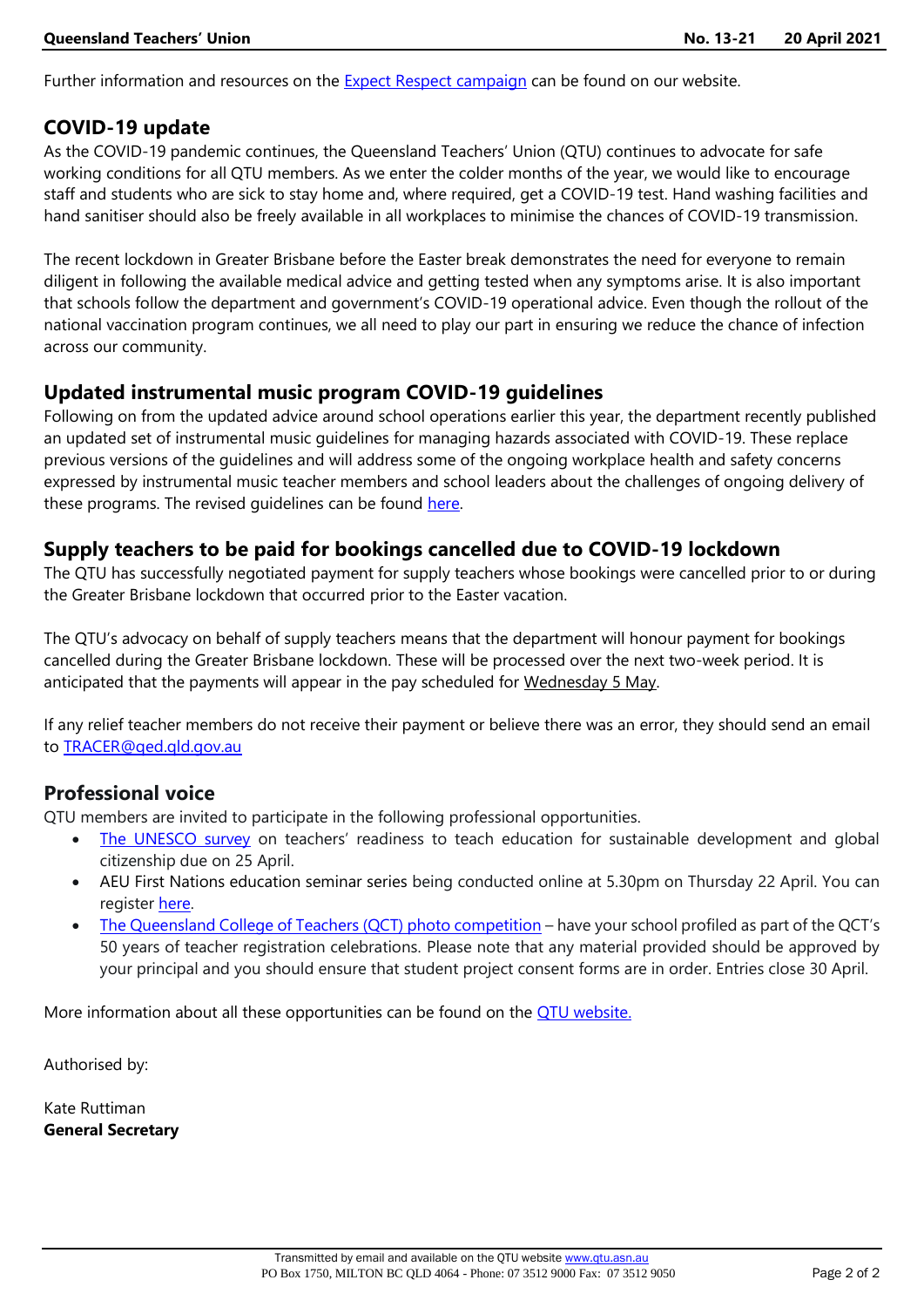Further information and resources on the Expect Respect campaign can be found on our website.

## COVID-19 update

As the COVID-19 pandemic continues, the Queensland Teachers' Union (QTU) continues to advocate for safe working conditions for all QTU members. As we enter the colder months of the year, we would like to encourage staff and students who are sick to stay home and, where required, get a COVID-19 test. Hand washing facilities and hand sanitiser should also be freely available in all workplaces to minimise the chances of COVID-19 transmission.

The recent lockdown in Greater Brisbane before the Easter break demonstrates the need for everyone to remain diligent in following the available medical advice and getting tested when any symptoms arise. It is also important that schools follow the department and government's COVID-19 operational advice. Even though the rollout of the national vaccination program continues, we all need to play our part in ensuring we reduce the chance of infection across our community.

## Updated instrumental music program COVID-19 guidelines

Following on from the updated advice around school operations earlier this year, the department recently published an updated set of instrumental music guidelines for managing hazards associated with COVID-19. These replace previous versions of the guidelines and will address some of the ongoing workplace health and safety concerns expressed by instrumental music teacher members and school leaders about the challenges of ongoing delivery of these programs. The revised guidelines can be found here.

## Supply teachers to be paid for bookings cancelled due to COVID-19 lockdown

The QTU has successfully negotiated payment for supply teachers whose bookings were cancelled prior to or during the Greater Brisbane lockdown that occurred prior to the Easter vacation.

The QTU's advocacy on behalf of supply teachers means that the department will honour payment for bookings cancelled during the Greater Brisbane lockdown. These will be processed over the next two-week period. It is anticipated that the payments will appear in the pay scheduled for Wednesday 5 May.

If any relief teacher members do not receive their payment or believe there was an error, they should send an email to TRACER@qed.qld.gov.au

## Professional voice

QTU members are invited to participate in the following professional opportunities.

- The UNESCO survey on teachers' readiness to teach education for sustainable development and global citizenship due on 25 April.
- AEU First Nations education seminar series being conducted online at 5.30pm on Thursday 22 April. You can register here.
- The Queensland College of Teachers (QCT) photo competition – have your school profiled as part of the QCT's 50 years of teacher registration celebrations. Please note that any material provided should be approved by your principal and you should ensure that student project consent forms are in order. Entries close 30 April.

More information about all these opportunities can be found on the QTU website.

Authorised by:

Kate Ruttiman
**General Secretary**

Transmitted by email and available on the QTU website www.qtu.asn.au
PO Box 1750, MILTON BC QLD 4064 - Phone: 07 3512 9000 Fax: 07 3512 9050